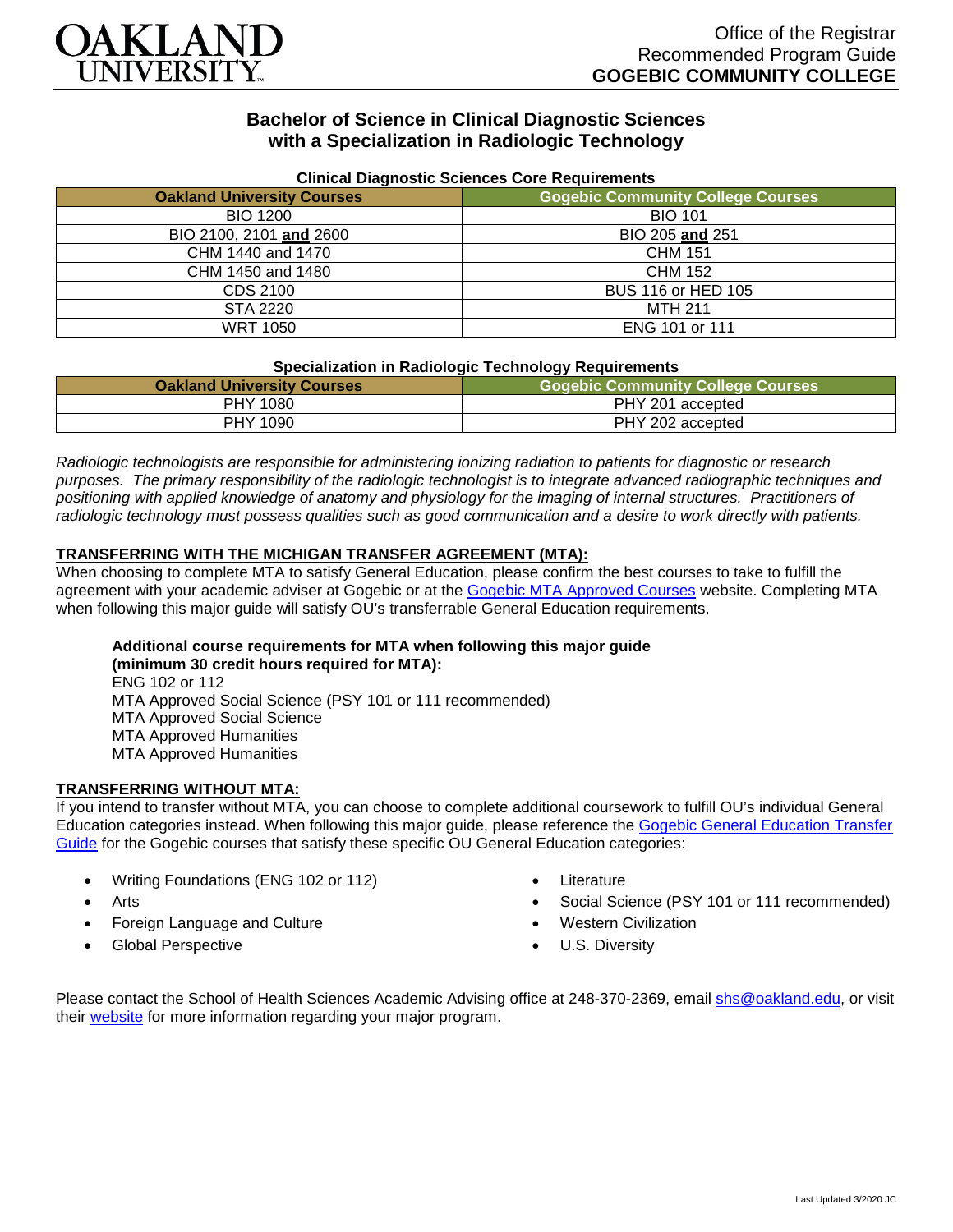OAKLAND UNIVERSITY

Office of the Registrar
Recommended Program Guide
**GOGEBIC COMMUNITY COLLEGE**

# Bachelor of Science in Clinical Diagnostic Sciences with a Specialization in Radiologic Technology

**Clinical Diagnostic Sciences Core Requirements**

| Oakland University Courses | Gogebic Community College Courses |
|---|---|
| BIO 1200 | BIO 101 |
| BIO 2100, 2101 **and** 2600 | BIO 205 **and** 251 |
| CHM 1440 and 1470 | CHM 151 |
| CHM 1450 and 1480 | CHM 152 |
| CDS 2100 | BUS 116 or HED 105 |
| STA 2220 | MTH 211 |
| WRT 1050 | ENG 101 or 111 |

**Specialization in Radiologic Technology Requirements**

| Oakland University Courses | Gogebic Community College Courses |
|---|---|
| PHY 1080 | PHY 201 accepted |
| PHY 1090 | PHY 202 accepted |

*Radiologic technologists are responsible for administering ionizing radiation to patients for diagnostic or research purposes. The primary responsibility of the radiologic technologist is to integrate advanced radiographic techniques and positioning with applied knowledge of anatomy and physiology for the imaging of internal structures. Practitioners of radiologic technology must possess qualities such as good communication and a desire to work directly with patients.*

## TRANSFERRING WITH THE MICHIGAN TRANSFER AGREEMENT (MTA):

When choosing to complete MTA to satisfy General Education, please confirm the best courses to take to fulfill the agreement with your academic adviser at Gogebic or at the [Gogebic MTA Approved Courses](#) website. Completing MTA when following this major guide will satisfy OU's transferrable General Education requirements.

**Additional course requirements for MTA when following this major guide (minimum 30 credit hours required for MTA):**
ENG 102 or 112
MTA Approved Social Science (PSY 101 or 111 recommended)
MTA Approved Social Science
MTA Approved Humanities
MTA Approved Humanities

## TRANSFERRING WITHOUT MTA:

If you intend to transfer without MTA, you can choose to complete additional coursework to fulfill OU's individual General Education categories instead. When following this major guide, please reference the [Gogebic General Education Transfer Guide](#) for the Gogebic courses that satisfy these specific OU General Education categories:

- Writing Foundations (ENG 102 or 112)
- Arts
- Foreign Language and Culture
- Global Perspective
- Literature
- Social Science (PSY 101 or 111 recommended)
- Western Civilization
- U.S. Diversity

Please contact the School of Health Sciences Academic Advising office at 248-370-2369, email [shs@oakland.edu](mailto:shs@oakland.edu), or visit their [website](#) for more information regarding your major program.

Last Updated 3/2020 JC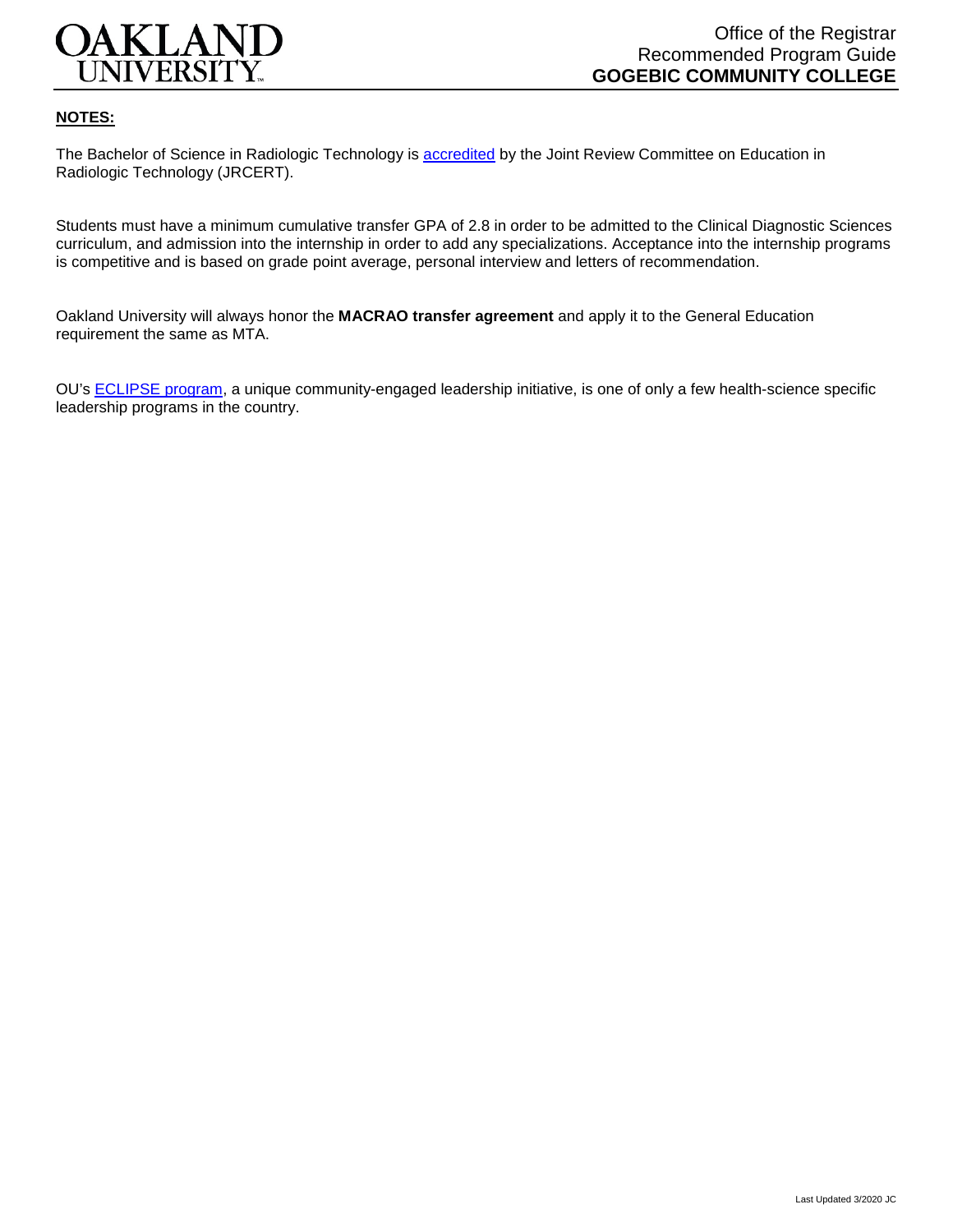**NOTES:**

The Bachelor of Science in Radiologic Technology is accredited by the Joint Review Committee on Education in Radiologic Technology (JRCERT).

Students must have a minimum cumulative transfer GPA of 2.8 in order to be admitted to the Clinical Diagnostic Sciences curriculum, and admission into the internship in order to add any specializations. Acceptance into the internship programs is competitive and is based on grade point average, personal interview and letters of recommendation.

Oakland University will always honor the **MACRAO transfer agreement** and apply it to the General Education requirement the same as MTA.

OU's ECLIPSE program, a unique community-engaged leadership initiative, is one of only a few health-science specific leadership programs in the country.